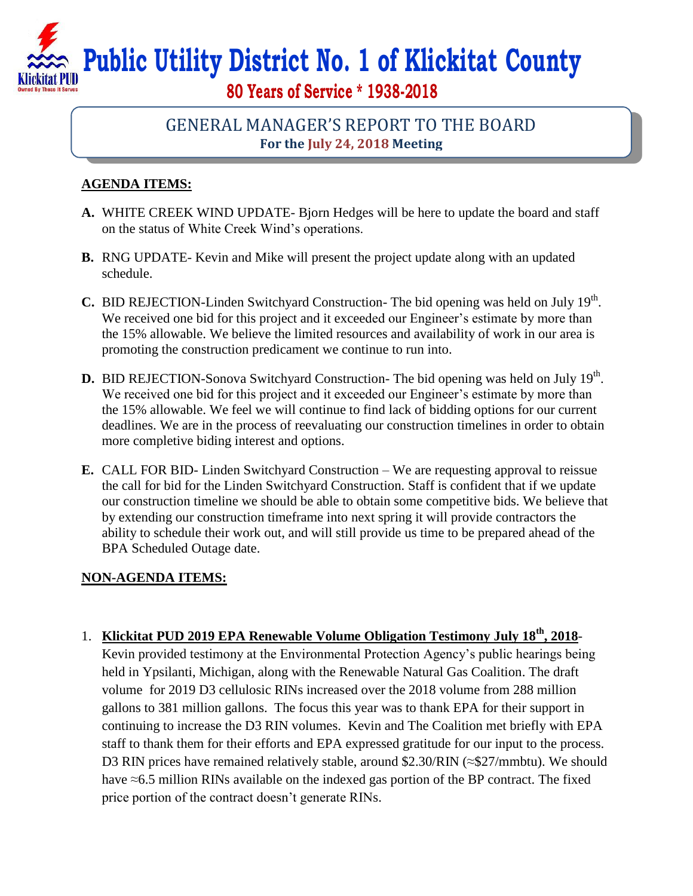# Public Utility District No. 1 of Klickitat County

**80 Years of Service * 1938-2018**

## GENERAL MANAGER'S REPORT TO THE BOARD

**For the July 24, 2018 Meeting**

**AGENDA ITEMS:**

**A.** WHITE CREEK WIND UPDATE- Bjorn Hedges will be here to update the board and staff on the status of White Creek Wind's operations.

**B.** RNG UPDATE- Kevin and Mike will present the project update along with an updated schedule.

**C.** BID REJECTION-Linden Switchyard Construction- The bid opening was held on July 19th. We received one bid for this project and it exceeded our Engineer's estimate by more than the 15% allowable. We believe the limited resources and availability of work in our area is promoting the construction predicament we continue to run into.

**D.** BID REJECTION-Sonova Switchyard Construction- The bid opening was held on July 19th. We received one bid for this project and it exceeded our Engineer's estimate by more than the 15% allowable. We feel we will continue to find lack of bidding options for our current deadlines. We are in the process of reevaluating our construction timelines in order to obtain more completive biding interest and options.

**E.** CALL FOR BID- Linden Switchyard Construction – We are requesting approval to reissue the call for bid for the Linden Switchyard Construction. Staff is confident that if we update our construction timeline we should be able to obtain some competitive bids. We believe that by extending our construction timeframe into next spring it will provide contractors the ability to schedule their work out, and will still provide us time to be prepared ahead of the BPA Scheduled Outage date.

**NON-AGENDA ITEMS:**

1. **Klickitat PUD 2019 EPA Renewable Volume Obligation Testimony July 18th, 2018**- Kevin provided testimony at the Environmental Protection Agency's public hearings being held in Ypsilanti, Michigan, along with the Renewable Natural Gas Coalition. The draft volume for 2019 D3 cellulosic RINs increased over the 2018 volume from 288 million gallons to 381 million gallons. The focus this year was to thank EPA for their support in continuing to increase the D3 RIN volumes. Kevin and The Coalition met briefly with EPA staff to thank them for their efforts and EPA expressed gratitude for our input to the process. D3 RIN prices have remained relatively stable, around \$2.30/RIN (≈\$27/mmbtu). We should have ≈6.5 million RINs available on the indexed gas portion of the BP contract. The fixed price portion of the contract doesn't generate RINs.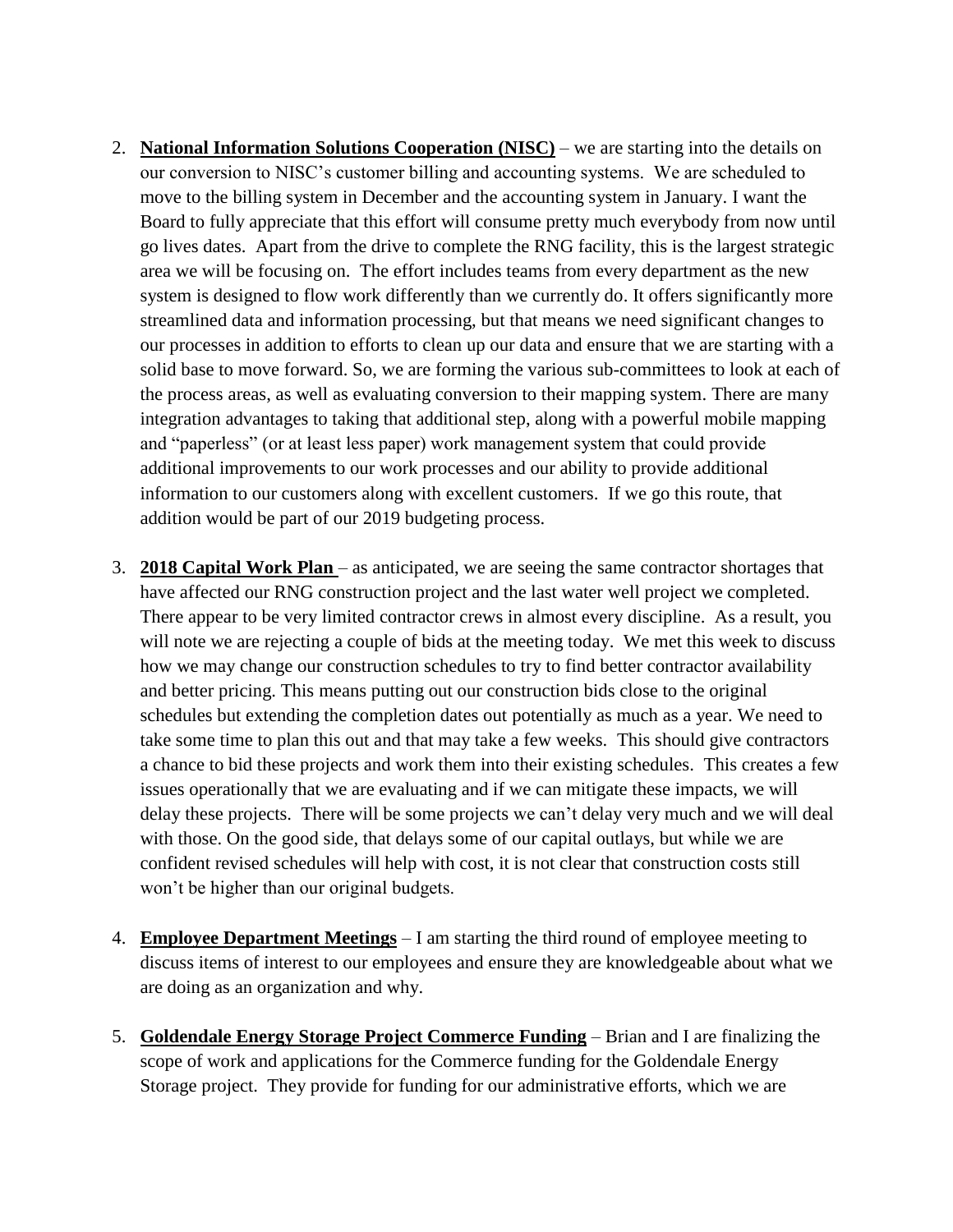2. **National Information Solutions Cooperation (NISC)** – we are starting into the details on our conversion to NISC's customer billing and accounting systems. We are scheduled to move to the billing system in December and the accounting system in January. I want the Board to fully appreciate that this effort will consume pretty much everybody from now until go lives dates. Apart from the drive to complete the RNG facility, this is the largest strategic area we will be focusing on. The effort includes teams from every department as the new system is designed to flow work differently than we currently do. It offers significantly more streamlined data and information processing, but that means we need significant changes to our processes in addition to efforts to clean up our data and ensure that we are starting with a solid base to move forward. So, we are forming the various sub-committees to look at each of the process areas, as well as evaluating conversion to their mapping system. There are many integration advantages to taking that additional step, along with a powerful mobile mapping and "paperless" (or at least less paper) work management system that could provide additional improvements to our work processes and our ability to provide additional information to our customers along with excellent customers. If we go this route, that addition would be part of our 2019 budgeting process.

3. **2018 Capital Work Plan** – as anticipated, we are seeing the same contractor shortages that have affected our RNG construction project and the last water well project we completed. There appear to be very limited contractor crews in almost every discipline. As a result, you will note we are rejecting a couple of bids at the meeting today. We met this week to discuss how we may change our construction schedules to try to find better contractor availability and better pricing. This means putting out our construction bids close to the original schedules but extending the completion dates out potentially as much as a year. We need to take some time to plan this out and that may take a few weeks. This should give contractors a chance to bid these projects and work them into their existing schedules. This creates a few issues operationally that we are evaluating and if we can mitigate these impacts, we will delay these projects. There will be some projects we can't delay very much and we will deal with those. On the good side, that delays some of our capital outlays, but while we are confident revised schedules will help with cost, it is not clear that construction costs still won't be higher than our original budgets.

4. **Employee Department Meetings** – I am starting the third round of employee meeting to discuss items of interest to our employees and ensure they are knowledgeable about what we are doing as an organization and why.

5. **Goldendale Energy Storage Project Commerce Funding** – Brian and I are finalizing the scope of work and applications for the Commerce funding for the Goldendale Energy Storage project. They provide for funding for our administrative efforts, which we are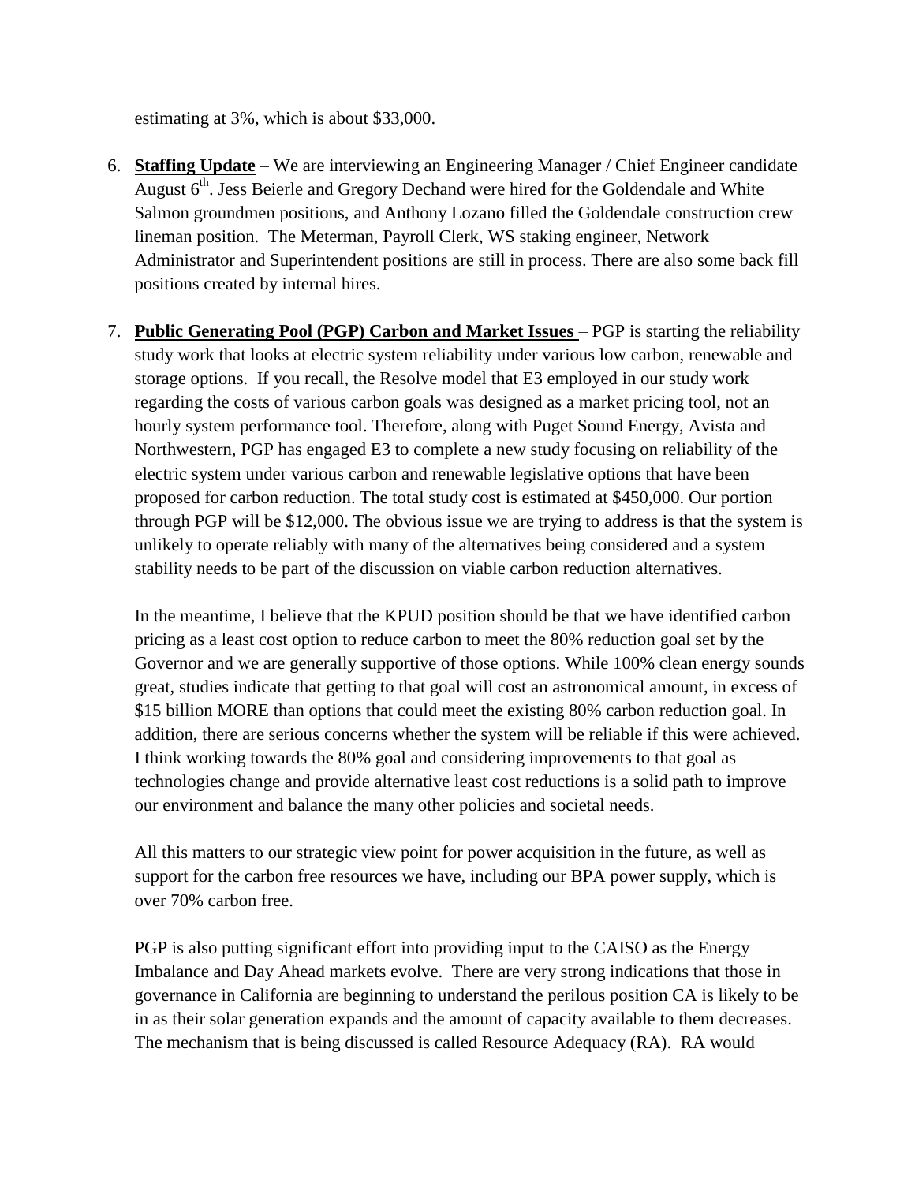estimating at 3%, which is about $33,000.

6. **Staffing Update** – We are interviewing an Engineering Manager / Chief Engineer candidate August 6th. Jess Beierle and Gregory Dechand were hired for the Goldendale and White Salmon groundmen positions, and Anthony Lozano filled the Goldendale construction crew lineman position. The Meterman, Payroll Clerk, WS staking engineer, Network Administrator and Superintendent positions are still in process. There are also some back fill positions created by internal hires.

7. **Public Generating Pool (PGP) Carbon and Market Issues** – PGP is starting the reliability study work that looks at electric system reliability under various low carbon, renewable and storage options. If you recall, the Resolve model that E3 employed in our study work regarding the costs of various carbon goals was designed as a market pricing tool, not an hourly system performance tool. Therefore, along with Puget Sound Energy, Avista and Northwestern, PGP has engaged E3 to complete a new study focusing on reliability of the electric system under various carbon and renewable legislative options that have been proposed for carbon reduction. The total study cost is estimated at $450,000. Our portion through PGP will be $12,000. The obvious issue we are trying to address is that the system is unlikely to operate reliably with many of the alternatives being considered and a system stability needs to be part of the discussion on viable carbon reduction alternatives.

   In the meantime, I believe that the KPUD position should be that we have identified carbon pricing as a least cost option to reduce carbon to meet the 80% reduction goal set by the Governor and we are generally supportive of those options. While 100% clean energy sounds great, studies indicate that getting to that goal will cost an astronomical amount, in excess of $15 billion MORE than options that could meet the existing 80% carbon reduction goal. In addition, there are serious concerns whether the system will be reliable if this were achieved. I think working towards the 80% goal and considering improvements to that goal as technologies change and provide alternative least cost reductions is a solid path to improve our environment and balance the many other policies and societal needs.

   All this matters to our strategic view point for power acquisition in the future, as well as support for the carbon free resources we have, including our BPA power supply, which is over 70% carbon free.

   PGP is also putting significant effort into providing input to the CAISO as the Energy Imbalance and Day Ahead markets evolve. There are very strong indications that those in governance in California are beginning to understand the perilous position CA is likely to be in as their solar generation expands and the amount of capacity available to them decreases. The mechanism that is being discussed is called Resource Adequacy (RA). RA would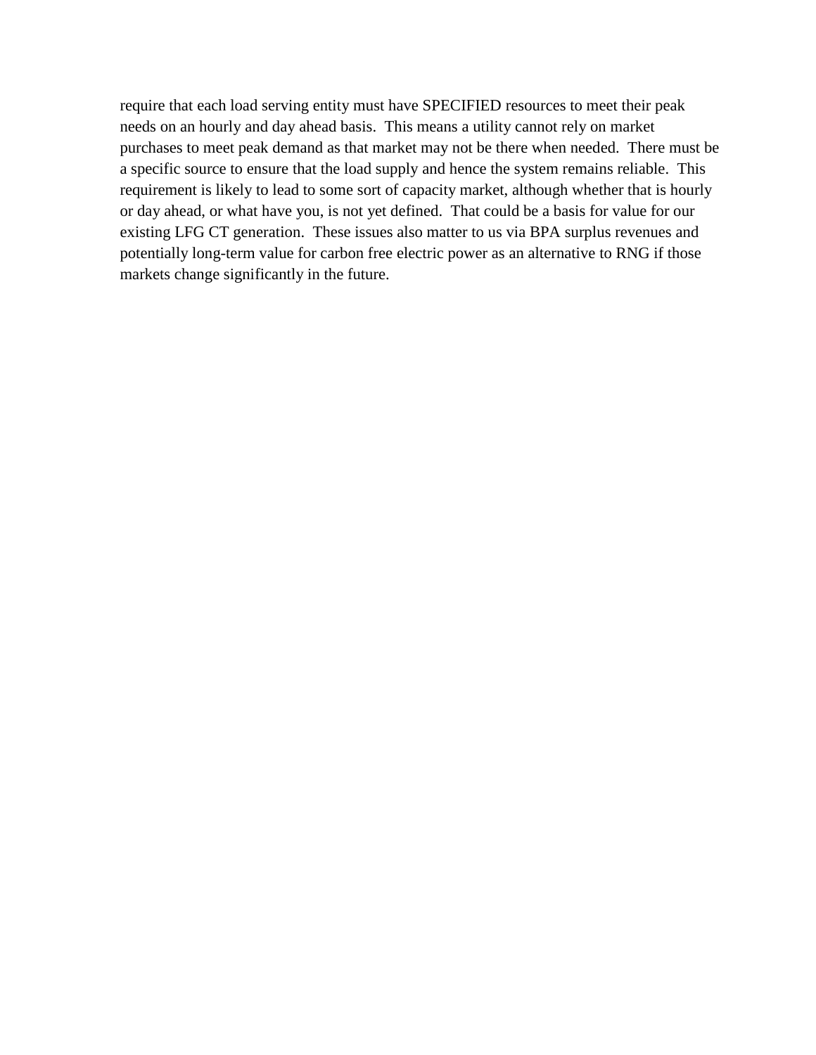require that each load serving entity must have SPECIFIED resources to meet their peak needs on an hourly and day ahead basis. This means a utility cannot rely on market purchases to meet peak demand as that market may not be there when needed. There must be a specific source to ensure that the load supply and hence the system remains reliable. This requirement is likely to lead to some sort of capacity market, although whether that is hourly or day ahead, or what have you, is not yet defined. That could be a basis for value for our existing LFG CT generation. These issues also matter to us via BPA surplus revenues and potentially long-term value for carbon free electric power as an alternative to RNG if those markets change significantly in the future.